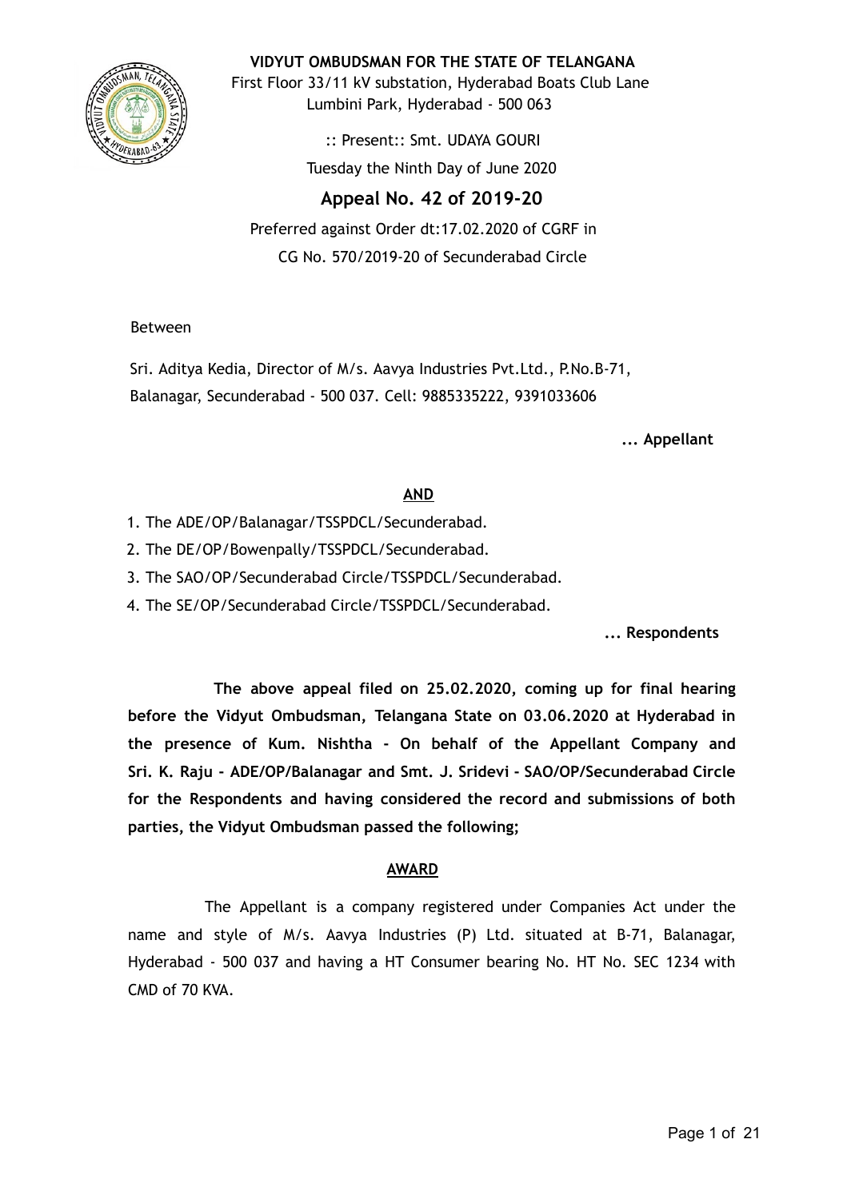**VIDYUT OMBUDSMAN FOR THE STATE OF TELANGANA**

First Floor 33/11 kV substation, Hyderabad Boats Club Lane
Lumbini Park, Hyderabad - 500 063

:: Present:: Smt. UDAYA GOURI

Tuesday the Ninth Day of June 2020

## Appeal No. 42 of 2019-20

Preferred against Order dt:17.02.2020 of CGRF in
CG No. 570/2019-20 of Secunderabad Circle

Between

Sri. Aditya Kedia, Director of M/s. Aavya Industries Pvt.Ltd., P.No.B-71, Balanagar, Secunderabad - 500 037. Cell: 9885335222, 9391033606

**... Appellant**

**AND**

1. The ADE/OP/Balanagar/TSSPDCL/Secunderabad.
2. The DE/OP/Bowenpally/TSSPDCL/Secunderabad.
3. The SAO/OP/Secunderabad Circle/TSSPDCL/Secunderabad.
4. The SE/OP/Secunderabad Circle/TSSPDCL/Secunderabad.

**... Respondents**

**The above appeal filed on 25.02.2020, coming up for final hearing before the Vidyut Ombudsman, Telangana State on 03.06.2020 at Hyderabad in the presence of Kum. Nishtha - On behalf of the Appellant Company and Sri. K. Raju - ADE/OP/Balanagar and Smt. J. Sridevi - SAO/OP/Secunderabad Circle for the Respondents and having considered the record and submissions of both parties, the Vidyut Ombudsman passed the following;**

**AWARD**

The Appellant is a company registered under Companies Act under the name and style of M/s. Aavya Industries (P) Ltd. situated at B-71, Balanagar, Hyderabad - 500 037 and having a HT Consumer bearing No. HT No. SEC 1234 with CMD of 70 KVA.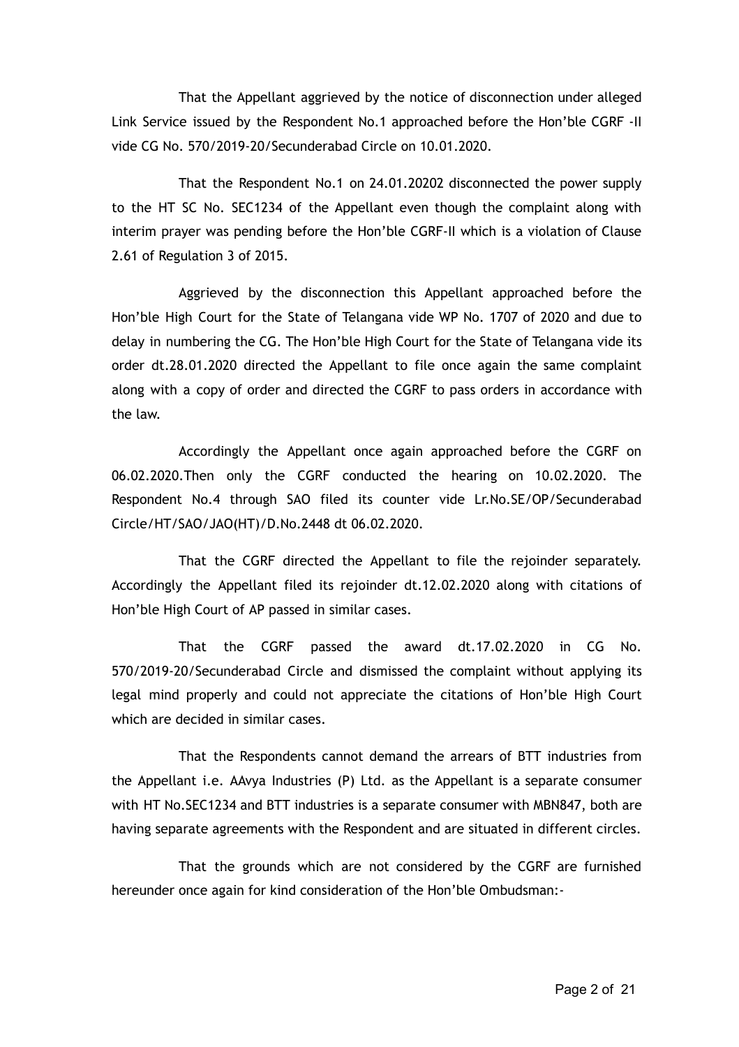That the Appellant aggrieved by the notice of disconnection under alleged Link Service issued by the Respondent No.1 approached before the Hon'ble CGRF -II vide CG No. 570/2019-20/Secunderabad Circle on 10.01.2020.

That the Respondent No.1 on 24.01.20202 disconnected the power supply to the HT SC No. SEC1234 of the Appellant even though the complaint along with interim prayer was pending before the Hon'ble CGRF-II which is a violation of Clause 2.61 of Regulation 3 of 2015.

Aggrieved by the disconnection this Appellant approached before the Hon'ble High Court for the State of Telangana vide WP No. 1707 of 2020 and due to delay in numbering the CG. The Hon'ble High Court for the State of Telangana vide its order dt.28.01.2020 directed the Appellant to file once again the same complaint along with a copy of order and directed the CGRF to pass orders in accordance with the law.

Accordingly the Appellant once again approached before the CGRF on 06.02.2020.Then only the CGRF conducted the hearing on 10.02.2020. The Respondent No.4 through SAO filed its counter vide Lr.No.SE/OP/Secunderabad Circle/HT/SAO/JAO(HT)/D.No.2448 dt 06.02.2020.

That the CGRF directed the Appellant to file the rejoinder separately. Accordingly the Appellant filed its rejoinder dt.12.02.2020 along with citations of Hon'ble High Court of AP passed in similar cases.

That the CGRF passed the award dt.17.02.2020 in CG No. 570/2019-20/Secunderabad Circle and dismissed the complaint without applying its legal mind properly and could not appreciate the citations of Hon'ble High Court which are decided in similar cases.

That the Respondents cannot demand the arrears of BTT industries from the Appellant i.e. AAvya Industries (P) Ltd. as the Appellant is a separate consumer with HT No.SEC1234 and BTT industries is a separate consumer with MBN847, both are having separate agreements with the Respondent and are situated in different circles.

That the grounds which are not considered by the CGRF are furnished hereunder once again for kind consideration of the Hon'ble Ombudsman:-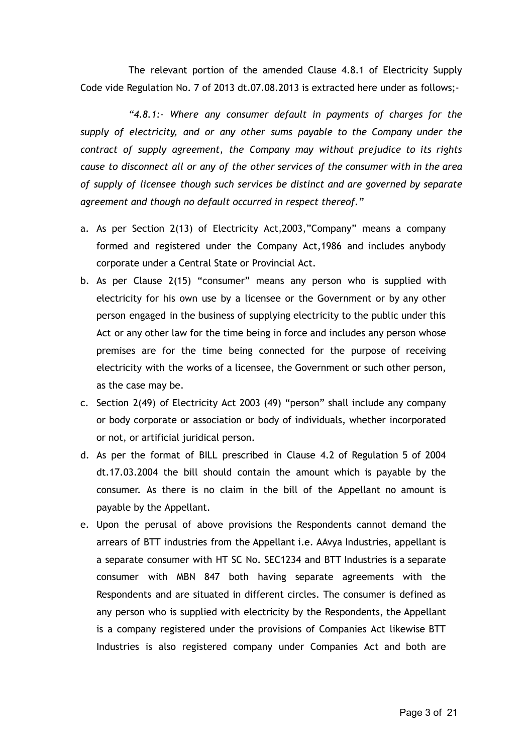The relevant portion of the amended Clause 4.8.1 of Electricity Supply Code vide Regulation No. 7 of 2013 dt.07.08.2013 is extracted here under as follows;-

*"4.8.1:- Where any consumer default in payments of charges for the supply of electricity, and or any other sums payable to the Company under the contract of supply agreement, the Company may without prejudice to its rights cause to disconnect all or any of the other services of the consumer with in the area of supply of licensee though such services be distinct and are governed by separate agreement and though no default occurred in respect thereof."*

a. As per Section 2(13) of Electricity Act,2003,"Company" means a company formed and registered under the Company Act,1986 and includes anybody corporate under a Central State or Provincial Act.
b. As per Clause 2(15) "consumer" means any person who is supplied with electricity for his own use by a licensee or the Government or by any other person engaged in the business of supplying electricity to the public under this Act or any other law for the time being in force and includes any person whose premises are for the time being connected for the purpose of receiving electricity with the works of a licensee, the Government or such other person, as the case may be.
c. Section 2(49) of Electricity Act 2003 (49) "person" shall include any company or body corporate or association or body of individuals, whether incorporated or not, or artificial juridical person.
d. As per the format of BILL prescribed in Clause 4.2 of Regulation 5 of 2004 dt.17.03.2004 the bill should contain the amount which is payable by the consumer. As there is no claim in the bill of the Appellant no amount is payable by the Appellant.
e. Upon the perusal of above provisions the Respondents cannot demand the arrears of BTT industries from the Appellant i.e. AAvya Industries, appellant is a separate consumer with HT SC No. SEC1234 and BTT Industries is a separate consumer with MBN 847 both having separate agreements with the Respondents and are situated in different circles. The consumer is defined as any person who is supplied with electricity by the Respondents, the Appellant is a company registered under the provisions of Companies Act likewise BTT Industries is also registered company under Companies Act and both are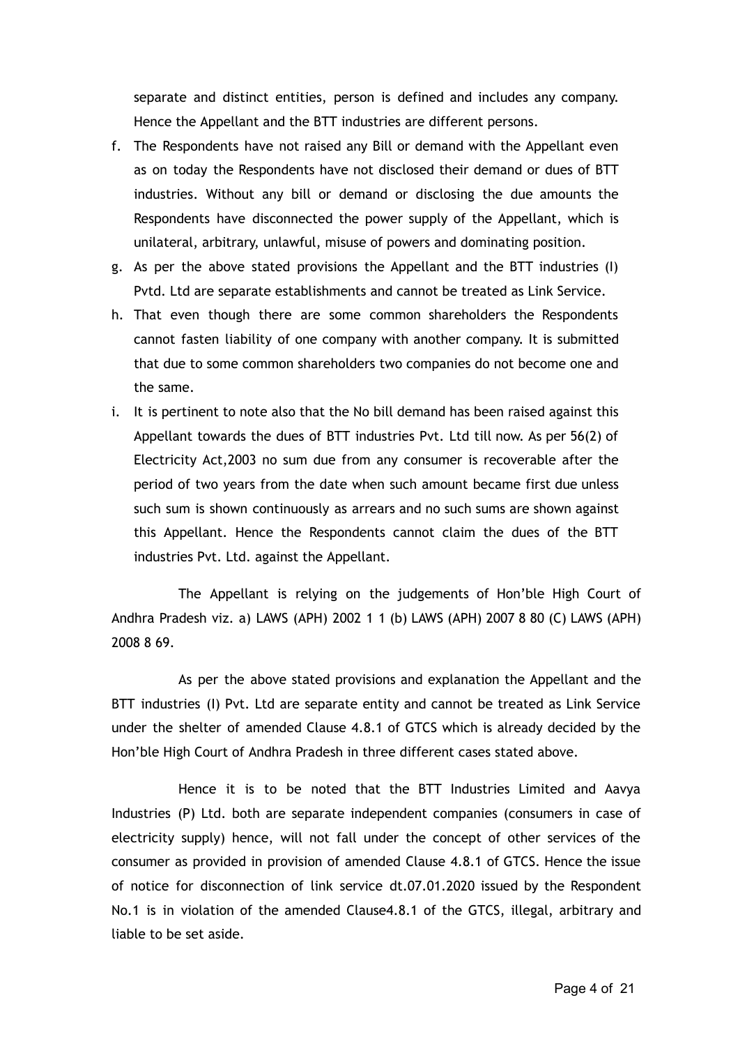separate and distinct entities, person is defined and includes any company. Hence the Appellant and the BTT industries are different persons.

f. The Respondents have not raised any Bill or demand with the Appellant even as on today the Respondents have not disclosed their demand or dues of BTT industries. Without any bill or demand or disclosing the due amounts the Respondents have disconnected the power supply of the Appellant, which is unilateral, arbitrary, unlawful, misuse of powers and dominating position.
g. As per the above stated provisions the Appellant and the BTT industries (I) Pvtd. Ltd are separate establishments and cannot be treated as Link Service.
h. That even though there are some common shareholders the Respondents cannot fasten liability of one company with another company. It is submitted that due to some common shareholders two companies do not become one and the same.
i. It is pertinent to note also that the No bill demand has been raised against this Appellant towards the dues of BTT industries Pvt. Ltd till now. As per 56(2) of Electricity Act,2003 no sum due from any consumer is recoverable after the period of two years from the date when such amount became first due unless such sum is shown continuously as arrears and no such sums are shown against this Appellant. Hence the Respondents cannot claim the dues of the BTT industries Pvt. Ltd. against the Appellant.

The Appellant is relying on the judgements of Hon'ble High Court of Andhra Pradesh viz. a) LAWS (APH) 2002 1 1 (b) LAWS (APH) 2007 8 80 (C) LAWS (APH) 2008 8 69.

As per the above stated provisions and explanation the Appellant and the BTT industries (I) Pvt. Ltd are separate entity and cannot be treated as Link Service under the shelter of amended Clause 4.8.1 of GTCS which is already decided by the Hon'ble High Court of Andhra Pradesh in three different cases stated above.

Hence it is to be noted that the BTT Industries Limited and Aavya Industries (P) Ltd. both are separate independent companies (consumers in case of electricity supply) hence, will not fall under the concept of other services of the consumer as provided in provision of amended Clause 4.8.1 of GTCS. Hence the issue of notice for disconnection of link service dt.07.01.2020 issued by the Respondent No.1 is in violation of the amended Clause4.8.1 of the GTCS, illegal, arbitrary and liable to be set aside.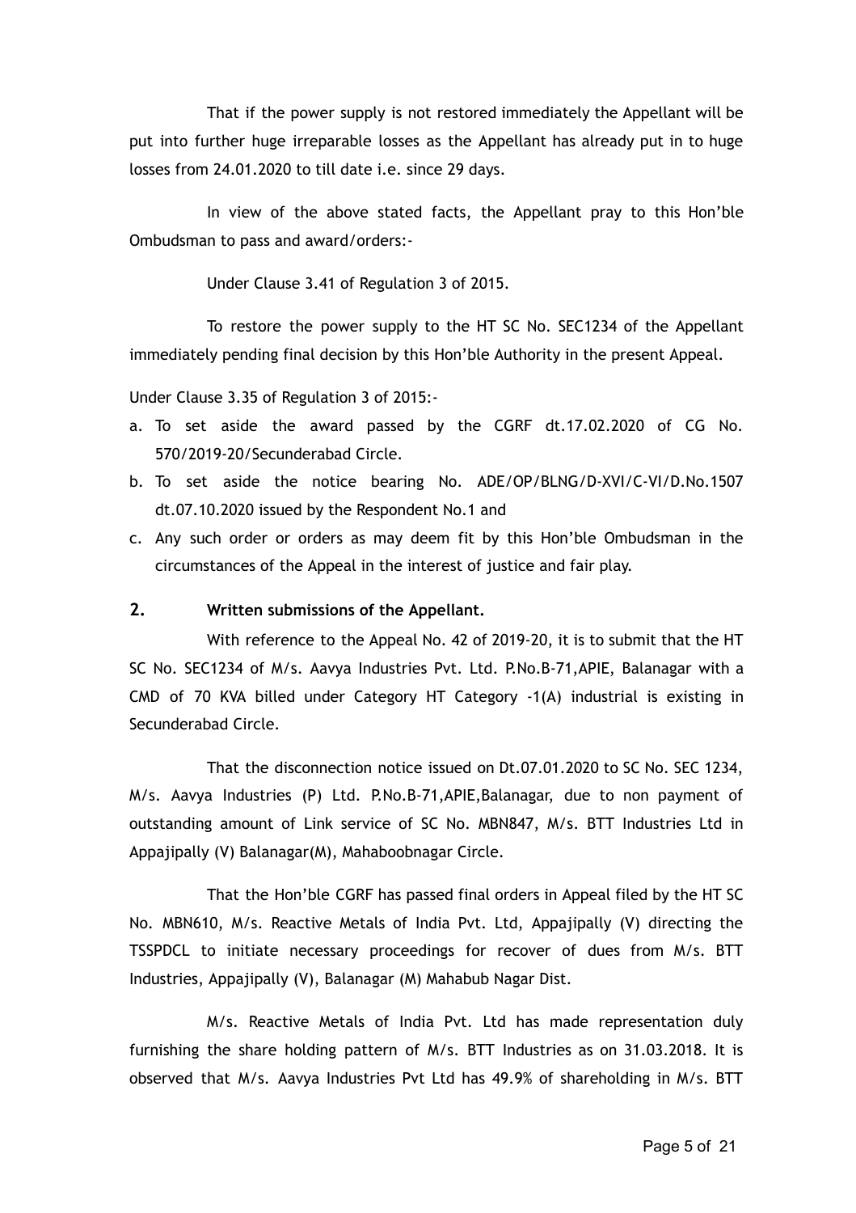That if the power supply is not restored immediately the Appellant will be put into further huge irreparable losses as the Appellant has already put in to huge losses from 24.01.2020 to till date i.e. since 29 days.

In view of the above stated facts, the Appellant pray to this Hon'ble Ombudsman to pass and award/orders:-

Under Clause 3.41 of Regulation 3 of 2015.

To restore the power supply to the HT SC No. SEC1234 of the Appellant immediately pending final decision by this Hon'ble Authority in the present Appeal.

Under Clause 3.35 of Regulation 3 of 2015:-

a. To set aside the award passed by the CGRF dt.17.02.2020 of CG No. 570/2019-20/Secunderabad Circle.
b. To set aside the notice bearing No. ADE/OP/BLNG/D-XVI/C-VI/D.No.1507 dt.07.10.2020 issued by the Respondent No.1 and
c. Any such order or orders as may deem fit by this Hon'ble Ombudsman in the circumstances of the Appeal in the interest of justice and fair play.

## 2. Written submissions of the Appellant.

With reference to the Appeal No. 42 of 2019-20, it is to submit that the HT SC No. SEC1234 of M/s. Aavya Industries Pvt. Ltd. P.No.B-71,APIE, Balanagar with a CMD of 70 KVA billed under Category HT Category -1(A) industrial is existing in Secunderabad Circle.

That the disconnection notice issued on Dt.07.01.2020 to SC No. SEC 1234, M/s. Aavya Industries (P) Ltd. P.No.B-71,APIE,Balanagar, due to non payment of outstanding amount of Link service of SC No. MBN847, M/s. BTT Industries Ltd in Appajipally (V) Balanagar(M), Mahaboobnagar Circle.

That the Hon'ble CGRF has passed final orders in Appeal filed by the HT SC No. MBN610, M/s. Reactive Metals of India Pvt. Ltd, Appajipally (V) directing the TSSPDCL to initiate necessary proceedings for recover of dues from M/s. BTT Industries, Appajipally (V), Balanagar (M) Mahabub Nagar Dist.

M/s. Reactive Metals of India Pvt. Ltd has made representation duly furnishing the share holding pattern of M/s. BTT Industries as on 31.03.2018. It is observed that M/s. Aavya Industries Pvt Ltd has 49.9% of shareholding in M/s. BTT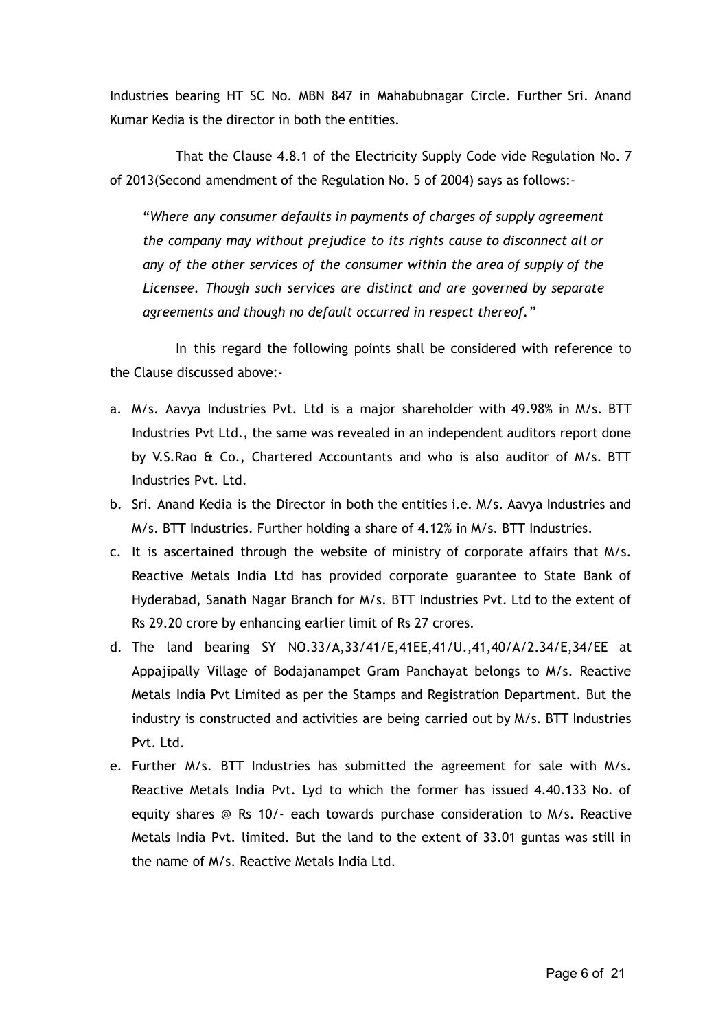Industries bearing HT SC No. MBN 847 in Mahabubnagar Circle. Further Sri. Anand Kumar Kedia is the director in both the entities.

That the Clause 4.8.1 of the Electricity Supply Code vide Regulation No. 7 of 2013(Second amendment of the Regulation No. 5 of 2004) says as follows:-

> "*Where any consumer defaults in payments of charges of supply agreement the company may without prejudice to its rights cause to disconnect all or any of the other services of the consumer within the area of supply of the Licensee. Though such services are distinct and are governed by separate agreements and though no default occurred in respect thereof.*"

In this regard the following points shall be considered with reference to the Clause discussed above:-

a. M/s. Aavya Industries Pvt. Ltd is a major shareholder with 49.98% in M/s. BTT Industries Pvt Ltd., the same was revealed in an independent auditors report done by V.S.Rao & Co., Chartered Accountants and who is also auditor of M/s. BTT Industries Pvt. Ltd.
b. Sri. Anand Kedia is the Director in both the entities i.e. M/s. Aavya Industries and M/s. BTT Industries. Further holding a share of 4.12% in M/s. BTT Industries.
c. It is ascertained through the website of ministry of corporate affairs that M/s. Reactive Metals India Ltd has provided corporate guarantee to State Bank of Hyderabad, Sanath Nagar Branch for M/s. BTT Industries Pvt. Ltd to the extent of Rs 29.20 crore by enhancing earlier limit of Rs 27 crores.
d. The land bearing SY NO.33/A,33/41/E,41EE,41/U.,41,40/A/2.34/E,34/EE at Appajipally Village of Bodajanampet Gram Panchayat belongs to M/s. Reactive Metals India Pvt Limited as per the Stamps and Registration Department. But the industry is constructed and activities are being carried out by M/s. BTT Industries Pvt. Ltd.
e. Further M/s. BTT Industries has submitted the agreement for sale with M/s. Reactive Metals India Pvt. Lyd to which the former has issued 4.40.133 No. of equity shares @ Rs 10/- each towards purchase consideration to M/s. Reactive Metals India Pvt. limited. But the land to the extent of 33.01 guntas was still in the name of M/s. Reactive Metals India Ltd.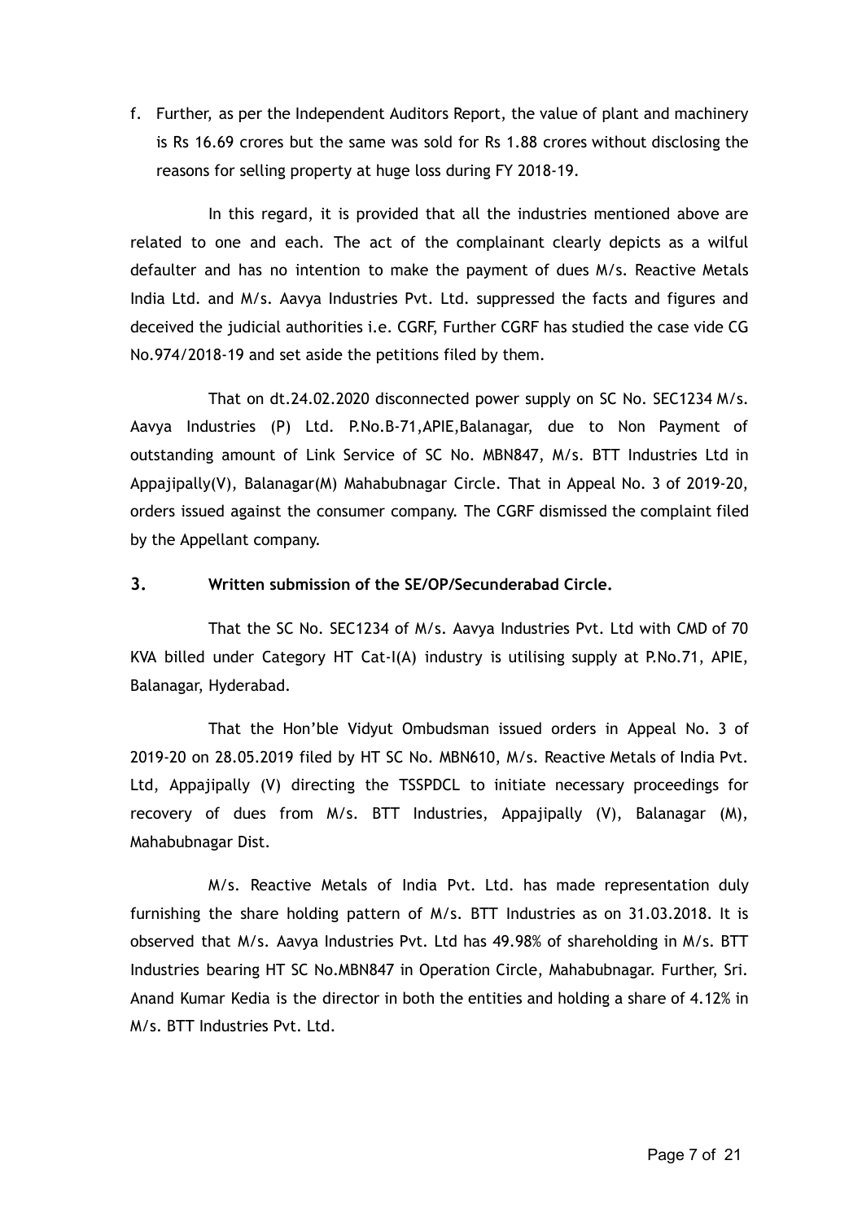f. Further, as per the Independent Auditors Report, the value of plant and machinery is Rs 16.69 crores but the same was sold for Rs 1.88 crores without disclosing the reasons for selling property at huge loss during FY 2018-19.

In this regard, it is provided that all the industries mentioned above are related to one and each. The act of the complainant clearly depicts as a wilful defaulter and has no intention to make the payment of dues M/s. Reactive Metals India Ltd. and M/s. Aavya Industries Pvt. Ltd. suppressed the facts and figures and deceived the judicial authorities i.e. CGRF, Further CGRF has studied the case vide CG No.974/2018-19 and set aside the petitions filed by them.

That on dt.24.02.2020 disconnected power supply on SC No. SEC1234 M/s. Aavya Industries (P) Ltd. P.No.B-71,APIE,Balanagar, due to Non Payment of outstanding amount of Link Service of SC No. MBN847, M/s. BTT Industries Ltd in Appajipally(V), Balanagar(M) Mahabubnagar Circle. That in Appeal No. 3 of 2019-20, orders issued against the consumer company. The CGRF dismissed the complaint filed by the Appellant company.

**3. Written submission of the SE/OP/Secunderabad Circle.**

That the SC No. SEC1234 of M/s. Aavya Industries Pvt. Ltd with CMD of 70 KVA billed under Category HT Cat-I(A) industry is utilising supply at P.No.71, APIE, Balanagar, Hyderabad.

That the Hon'ble Vidyut Ombudsman issued orders in Appeal No. 3 of 2019-20 on 28.05.2019 filed by HT SC No. MBN610, M/s. Reactive Metals of India Pvt. Ltd, Appajipally (V) directing the TSSPDCL to initiate necessary proceedings for recovery of dues from M/s. BTT Industries, Appajipally (V), Balanagar (M), Mahabubnagar Dist.

M/s. Reactive Metals of India Pvt. Ltd. has made representation duly furnishing the share holding pattern of M/s. BTT Industries as on 31.03.2018. It is observed that M/s. Aavya Industries Pvt. Ltd has 49.98% of shareholding in M/s. BTT Industries bearing HT SC No.MBN847 in Operation Circle, Mahabubnagar. Further, Sri. Anand Kumar Kedia is the director in both the entities and holding a share of 4.12% in M/s. BTT Industries Pvt. Ltd.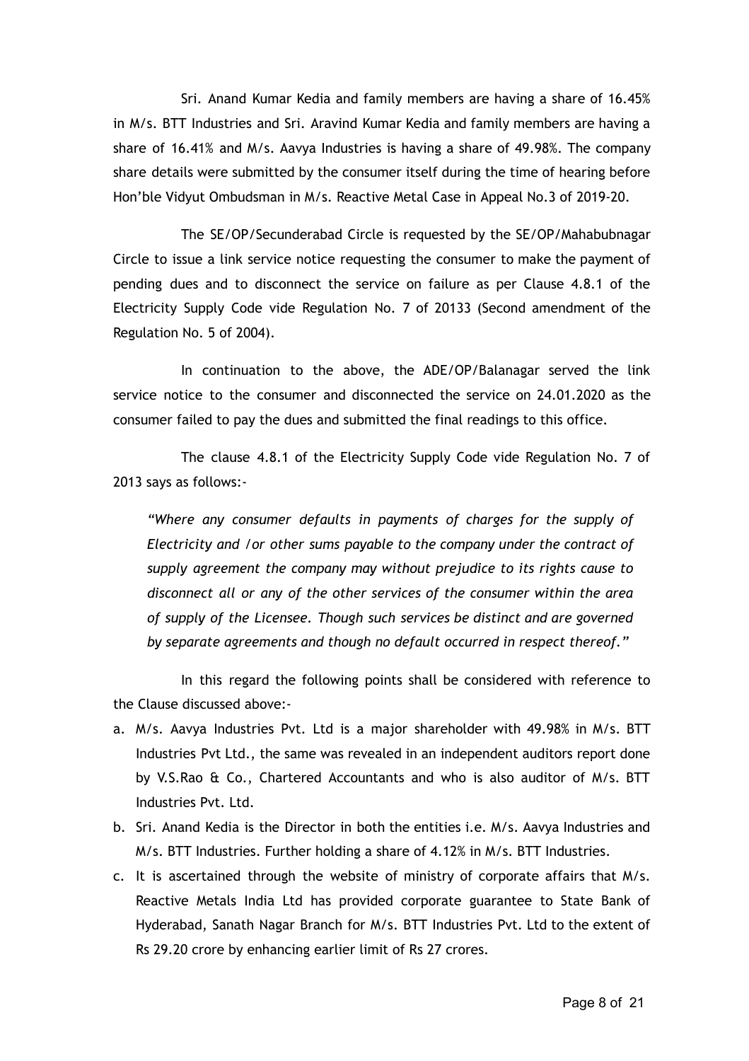Sri. Anand Kumar Kedia and family members are having a share of 16.45% in M/s. BTT Industries and Sri. Aravind Kumar Kedia and family members are having a share of 16.41% and M/s. Aavya Industries is having a share of 49.98%. The company share details were submitted by the consumer itself during the time of hearing before Hon'ble Vidyut Ombudsman in M/s. Reactive Metal Case in Appeal No.3 of 2019-20.

The SE/OP/Secunderabad Circle is requested by the SE/OP/Mahabubnagar Circle to issue a link service notice requesting the consumer to make the payment of pending dues and to disconnect the service on failure as per Clause 4.8.1 of the Electricity Supply Code vide Regulation No. 7 of 20133 (Second amendment of the Regulation No. 5 of 2004).

In continuation to the above, the ADE/OP/Balanagar served the link service notice to the consumer and disconnected the service on 24.01.2020 as the consumer failed to pay the dues and submitted the final readings to this office.

The clause 4.8.1 of the Electricity Supply Code vide Regulation No. 7 of 2013 says as follows:-

*"Where any consumer defaults in payments of charges for the supply of Electricity and /or other sums payable to the company under the contract of supply agreement the company may without prejudice to its rights cause to disconnect all or any of the other services of the consumer within the area of supply of the Licensee. Though such services be distinct and are governed by separate agreements and though no default occurred in respect thereof."*

In this regard the following points shall be considered with reference to the Clause discussed above:-

a. M/s. Aavya Industries Pvt. Ltd is a major shareholder with 49.98% in M/s. BTT Industries Pvt Ltd., the same was revealed in an independent auditors report done by V.S.Rao & Co., Chartered Accountants and who is also auditor of M/s. BTT Industries Pvt. Ltd.
b. Sri. Anand Kedia is the Director in both the entities i.e. M/s. Aavya Industries and M/s. BTT Industries. Further holding a share of 4.12% in M/s. BTT Industries.
c. It is ascertained through the website of ministry of corporate affairs that M/s. Reactive Metals India Ltd has provided corporate guarantee to State Bank of Hyderabad, Sanath Nagar Branch for M/s. BTT Industries Pvt. Ltd to the extent of Rs 29.20 crore by enhancing earlier limit of Rs 27 crores.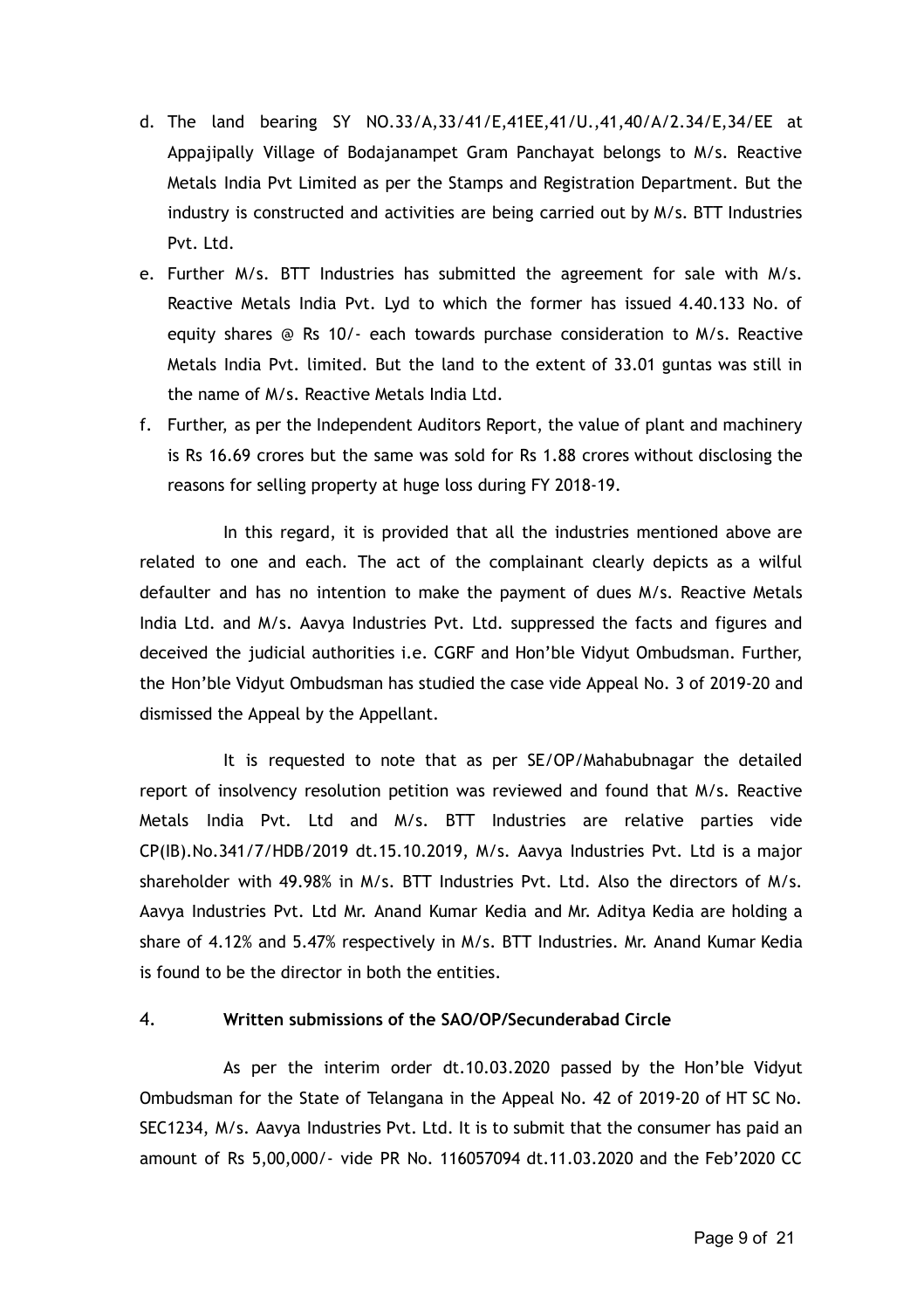d. The land bearing SY NO.33/A,33/41/E,41EE,41/U.,41,40/A/2.34/E,34/EE at Appajipally Village of Bodajanampet Gram Panchayat belongs to M/s. Reactive Metals India Pvt Limited as per the Stamps and Registration Department. But the industry is constructed and activities are being carried out by M/s. BTT Industries Pvt. Ltd.

e. Further M/s. BTT Industries has submitted the agreement for sale with M/s. Reactive Metals India Pvt. Lyd to which the former has issued 4.40.133 No. of equity shares @ Rs 10/- each towards purchase consideration to M/s. Reactive Metals India Pvt. limited. But the land to the extent of 33.01 guntas was still in the name of M/s. Reactive Metals India Ltd.

f. Further, as per the Independent Auditors Report, the value of plant and machinery is Rs 16.69 crores but the same was sold for Rs 1.88 crores without disclosing the reasons for selling property at huge loss during FY 2018-19.

In this regard, it is provided that all the industries mentioned above are related to one and each. The act of the complainant clearly depicts as a wilful defaulter and has no intention to make the payment of dues M/s. Reactive Metals India Ltd. and M/s. Aavya Industries Pvt. Ltd. suppressed the facts and figures and deceived the judicial authorities i.e. CGRF and Hon'ble Vidyut Ombudsman. Further, the Hon'ble Vidyut Ombudsman has studied the case vide Appeal No. 3 of 2019-20 and dismissed the Appeal by the Appellant.

It is requested to note that as per SE/OP/Mahabubnagar the detailed report of insolvency resolution petition was reviewed and found that M/s. Reactive Metals India Pvt. Ltd and M/s. BTT Industries are relative parties vide CP(IB).No.341/7/HDB/2019 dt.15.10.2019, M/s. Aavya Industries Pvt. Ltd is a major shareholder with 49.98% in M/s. BTT Industries Pvt. Ltd. Also the directors of M/s. Aavya Industries Pvt. Ltd Mr. Anand Kumar Kedia and Mr. Aditya Kedia are holding a share of 4.12% and 5.47% respectively in M/s. BTT Industries. Mr. Anand Kumar Kedia is found to be the director in both the entities.

4. **Written submissions of the SAO/OP/Secunderabad Circle**

As per the interim order dt.10.03.2020 passed by the Hon'ble Vidyut Ombudsman for the State of Telangana in the Appeal No. 42 of 2019-20 of HT SC No. SEC1234, M/s. Aavya Industries Pvt. Ltd. It is to submit that the consumer has paid an amount of Rs 5,00,000/- vide PR No. 116057094 dt.11.03.2020 and the Feb'2020 CC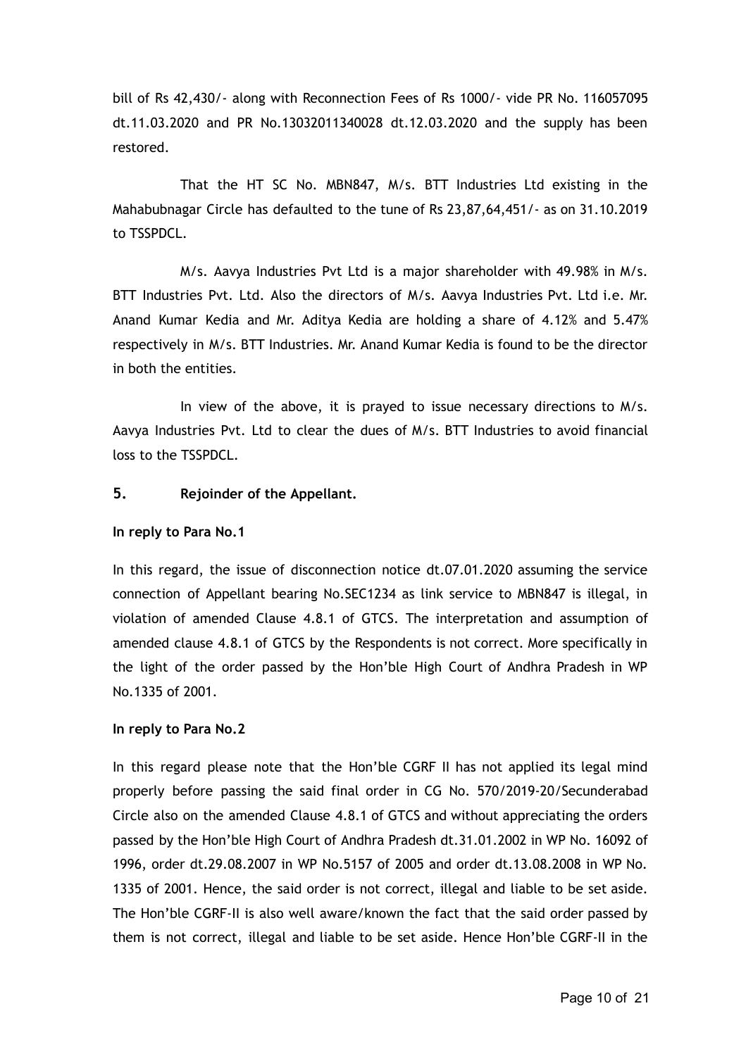bill of Rs 42,430/- along with Reconnection Fees of Rs 1000/- vide PR No. 116057095 dt.11.03.2020 and PR No.13032011340028 dt.12.03.2020 and the supply has been restored.

That the HT SC No. MBN847, M/s. BTT Industries Ltd existing in the Mahabubnagar Circle has defaulted to the tune of Rs 23,87,64,451/- as on 31.10.2019 to TSSPDCL.

M/s. Aavya Industries Pvt Ltd is a major shareholder with 49.98% in M/s. BTT Industries Pvt. Ltd. Also the directors of M/s. Aavya Industries Pvt. Ltd i.e. Mr. Anand Kumar Kedia and Mr. Aditya Kedia are holding a share of 4.12% and 5.47% respectively in M/s. BTT Industries. Mr. Anand Kumar Kedia is found to be the director in both the entities.

In view of the above, it is prayed to issue necessary directions to M/s. Aavya Industries Pvt. Ltd to clear the dues of M/s. BTT Industries to avoid financial loss to the TSSPDCL.

## 5. Rejoinder of the Appellant.

**In reply to Para No.1**

In this regard, the issue of disconnection notice dt.07.01.2020 assuming the service connection of Appellant bearing No.SEC1234 as link service to MBN847 is illegal, in violation of amended Clause 4.8.1 of GTCS. The interpretation and assumption of amended clause 4.8.1 of GTCS by the Respondents is not correct. More specifically in the light of the order passed by the Hon'ble High Court of Andhra Pradesh in WP No.1335 of 2001.

**In reply to Para No.2**

In this regard please note that the Hon'ble CGRF II has not applied its legal mind properly before passing the said final order in CG No. 570/2019-20/Secunderabad Circle also on the amended Clause 4.8.1 of GTCS and without appreciating the orders passed by the Hon'ble High Court of Andhra Pradesh dt.31.01.2002 in WP No. 16092 of 1996, order dt.29.08.2007 in WP No.5157 of 2005 and order dt.13.08.2008 in WP No. 1335 of 2001. Hence, the said order is not correct, illegal and liable to be set aside. The Hon'ble CGRF-II is also well aware/known the fact that the said order passed by them is not correct, illegal and liable to be set aside. Hence Hon'ble CGRF-II in the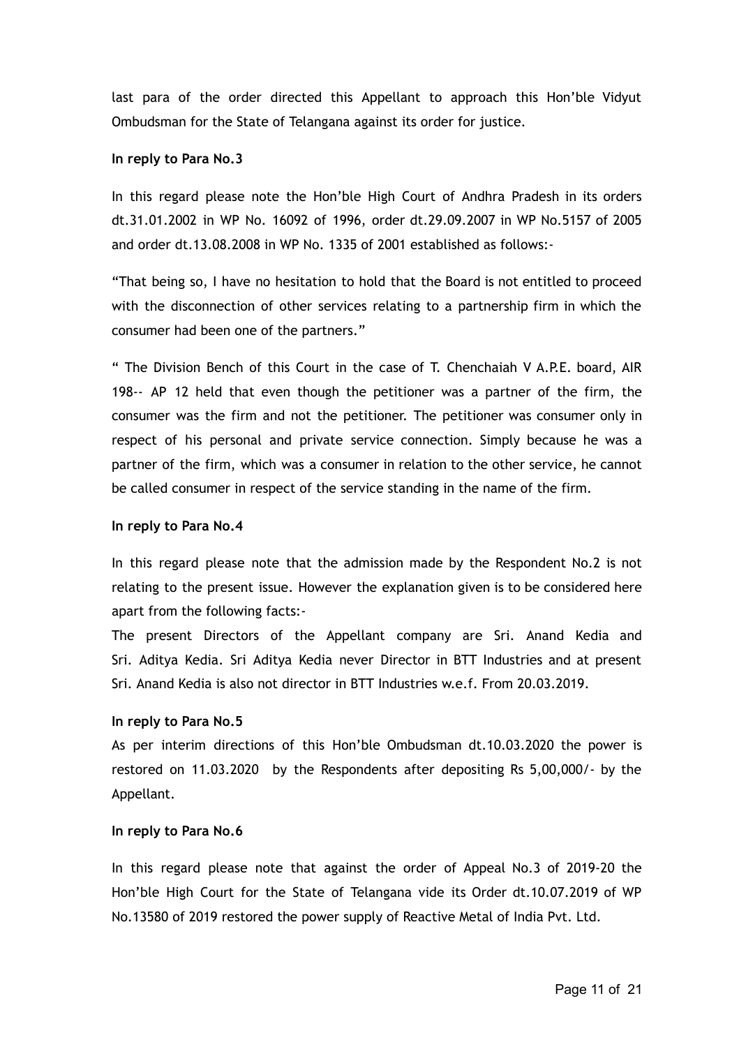last para of the order directed this Appellant to approach this Hon'ble Vidyut Ombudsman for the State of Telangana against its order for justice.

**In reply to Para No.3**

In this regard please note the Hon'ble High Court of Andhra Pradesh in its orders dt.31.01.2002 in WP No. 16092 of 1996, order dt.29.09.2007 in WP No.5157 of 2005 and order dt.13.08.2008 in WP No. 1335 of 2001 established as follows:-

"That being so, I have no hesitation to hold that the Board is not entitled to proceed with the disconnection of other services relating to a partnership firm in which the consumer had been one of the partners."

" The Division Bench of this Court in the case of T. Chenchaiah V A.P.E. board, AIR 198-- AP 12 held that even though the petitioner was a partner of the firm, the consumer was the firm and not the petitioner. The petitioner was consumer only in respect of his personal and private service connection. Simply because he was a partner of the firm, which was a consumer in relation to the other service, he cannot be called consumer in respect of the service standing in the name of the firm.

**In reply to Para No.4**

In this regard please note that the admission made by the Respondent No.2 is not relating to the present issue. However the explanation given is to be considered here apart from the following facts:-

The present Directors of the Appellant company are Sri. Anand Kedia and Sri. Aditya Kedia. Sri Aditya Kedia never Director in BTT Industries and at present Sri. Anand Kedia is also not director in BTT Industries w.e.f. From 20.03.2019.

**In reply to Para No.5**

As per interim directions of this Hon'ble Ombudsman dt.10.03.2020 the power is restored on 11.03.2020 by the Respondents after depositing Rs 5,00,000/- by the Appellant.

**In reply to Para No.6**

In this regard please note that against the order of Appeal No.3 of 2019-20 the Hon'ble High Court for the State of Telangana vide its Order dt.10.07.2019 of WP No.13580 of 2019 restored the power supply of Reactive Metal of India Pvt. Ltd.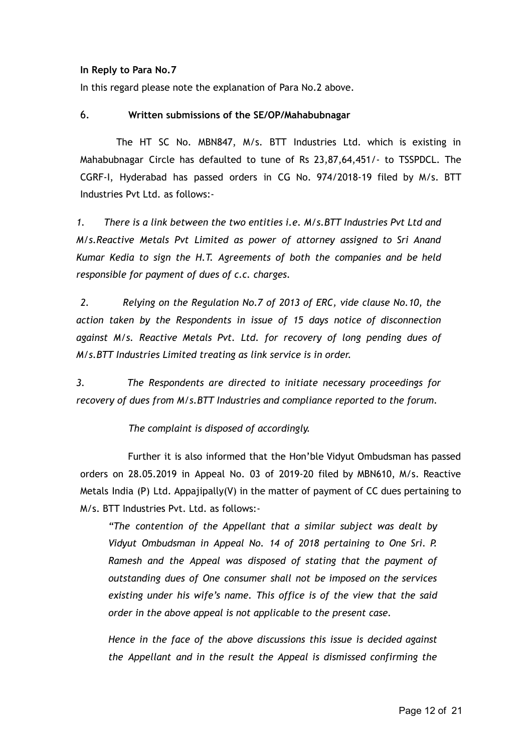**In Reply to Para No.7**

In this regard please note the explanation of Para No.2 above.

6. **Written submissions of the SE/OP/Mahabubnagar**

The HT SC No. MBN847, M/s. BTT Industries Ltd. which is existing in Mahabubnagar Circle has defaulted to tune of Rs 23,87,64,451/- to TSSPDCL. The CGRF-I, Hyderabad has passed orders in CG No. 974/2018-19 filed by M/s. BTT Industries Pvt Ltd. as follows:-

*1. There is a link between the two entities i.e. M/s.BTT Industries Pvt Ltd and M/s.Reactive Metals Pvt Limited as power of attorney assigned to Sri Anand Kumar Kedia to sign the H.T. Agreements of both the companies and be held responsible for payment of dues of c.c. charges.*

*2. Relying on the Regulation No.7 of 2013 of ERC, vide clause No.10, the action taken by the Respondents in issue of 15 days notice of disconnection against M/s. Reactive Metals Pvt. Ltd. for recovery of long pending dues of M/s.BTT Industries Limited treating as link service is in order.*

*3. The Respondents are directed to initiate necessary proceedings for recovery of dues from M/s.BTT Industries and compliance reported to the forum.*

*The complaint is disposed of accordingly.*

Further it is also informed that the Hon'ble Vidyut Ombudsman has passed orders on 28.05.2019 in Appeal No. 03 of 2019-20 filed by MBN610, M/s. Reactive Metals India (P) Ltd. Appajipally(V) in the matter of payment of CC dues pertaining to M/s. BTT Industries Pvt. Ltd. as follows:-

*"The contention of the Appellant that a similar subject was dealt by Vidyut Ombudsman in Appeal No. 14 of 2018 pertaining to One Sri. P. Ramesh and the Appeal was disposed of stating that the payment of outstanding dues of One consumer shall not be imposed on the services existing under his wife's name. This office is of the view that the said order in the above appeal is not applicable to the present case.*

*Hence in the face of the above discussions this issue is decided against the Appellant and in the result the Appeal is dismissed confirming the*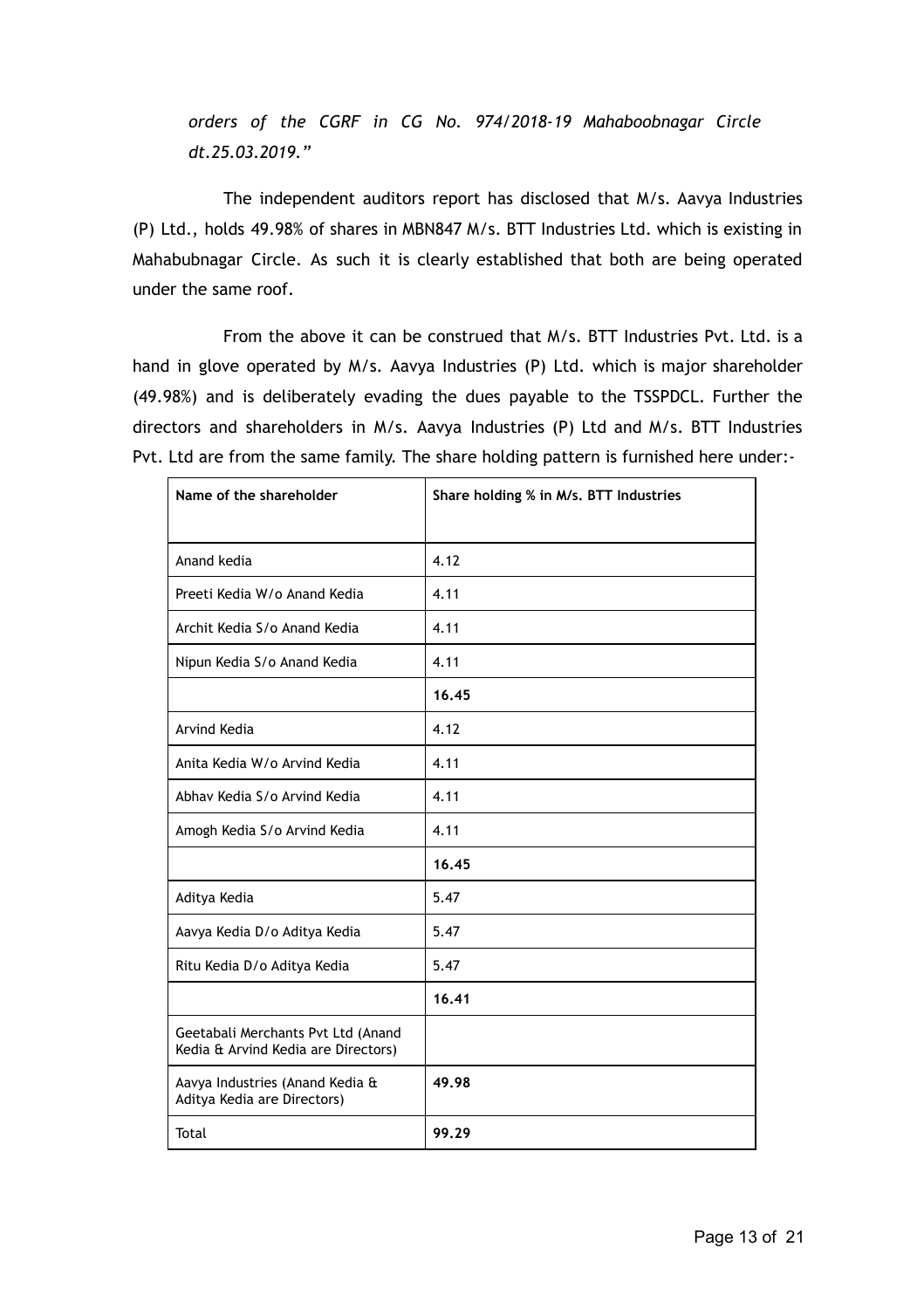*orders of the CGRF in CG No. 974/2018-19 Mahaboobnagar Circle dt.25.03.2019."*

The independent auditors report has disclosed that M/s. Aavya Industries (P) Ltd., holds 49.98% of shares in MBN847 M/s. BTT Industries Ltd. which is existing in Mahabubnagar Circle. As such it is clearly established that both are being operated under the same roof.

From the above it can be construed that M/s. BTT Industries Pvt. Ltd. is a hand in glove operated by M/s. Aavya Industries (P) Ltd. which is major shareholder (49.98%) and is deliberately evading the dues payable to the TSSPDCL. Further the directors and shareholders in M/s. Aavya Industries (P) Ltd and M/s. BTT Industries Pvt. Ltd are from the same family. The share holding pattern is furnished here under:-

| Name of the shareholder | Share holding % in M/s. BTT Industries |
|---|---|
| Anand kedia | 4.12 |
| Preeti Kedia W/o Anand Kedia | 4.11 |
| Archit Kedia S/o Anand Kedia | 4.11 |
| Nipun Kedia S/o Anand Kedia | 4.11 |
| | **16.45** |
| Arvind Kedia | 4.12 |
| Anita Kedia W/o Arvind Kedia | 4.11 |
| Abhav Kedia S/o Arvind Kedia | 4.11 |
| Amogh Kedia S/o Arvind Kedia | 4.11 |
| | **16.45** |
| Aditya Kedia | 5.47 |
| Aavya Kedia D/o Aditya Kedia | 5.47 |
| Ritu Kedia D/o Aditya Kedia | 5.47 |
| | **16.41** |
| Geetabali Merchants Pvt Ltd (Anand Kedia & Arvind Kedia are Directors) | |
| Aavya Industries (Anand Kedia & Aditya Kedia are Directors) | **49.98** |
| Total | **99.29** |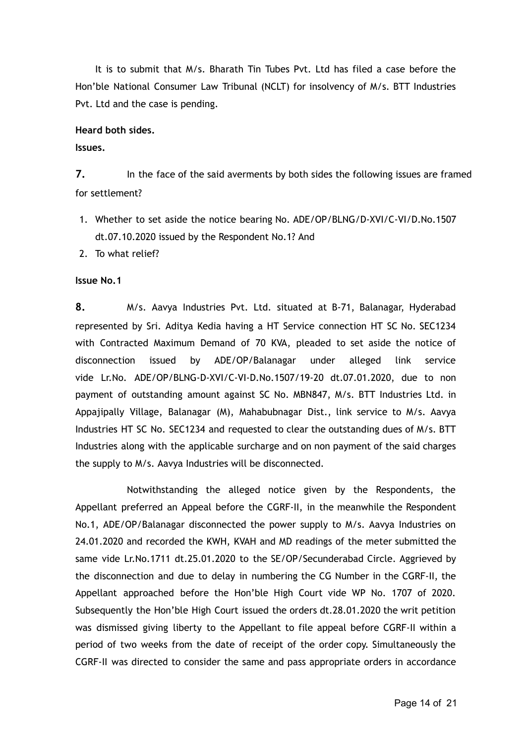It is to submit that M/s. Bharath Tin Tubes Pvt. Ltd has filed a case before the Hon'ble National Consumer Law Tribunal (NCLT) for insolvency of M/s. BTT Industries Pvt. Ltd and the case is pending.

**Heard both sides.**

**Issues.**

**7.** In the face of the said averments by both sides the following issues are framed for settlement?

1. Whether to set aside the notice bearing No. ADE/OP/BLNG/D-XVI/C-VI/D.No.1507 dt.07.10.2020 issued by the Respondent No.1? And
2. To what relief?

**Issue No.1**

**8.** M/s. Aavya Industries Pvt. Ltd. situated at B-71, Balanagar, Hyderabad represented by Sri. Aditya Kedia having a HT Service connection HT SC No. SEC1234 with Contracted Maximum Demand of 70 KVA, pleaded to set aside the notice of disconnection issued by ADE/OP/Balanagar under alleged link service vide Lr.No. ADE/OP/BLNG-D-XVI/C-VI-D.No.1507/19-20 dt.07.01.2020, due to non payment of outstanding amount against SC No. MBN847, M/s. BTT Industries Ltd. in Appajipally Village, Balanagar (M), Mahabubnagar Dist., link service to M/s. Aavya Industries HT SC No. SEC1234 and requested to clear the outstanding dues of M/s. BTT Industries along with the applicable surcharge and on non payment of the said charges the supply to M/s. Aavya Industries will be disconnected.

Notwithstanding the alleged notice given by the Respondents, the Appellant preferred an Appeal before the CGRF-II, in the meanwhile the Respondent No.1, ADE/OP/Balanagar disconnected the power supply to M/s. Aavya Industries on 24.01.2020 and recorded the KWH, KVAH and MD readings of the meter submitted the same vide Lr.No.1711 dt.25.01.2020 to the SE/OP/Secunderabad Circle. Aggrieved by the disconnection and due to delay in numbering the CG Number in the CGRF-II, the Appellant approached before the Hon'ble High Court vide WP No. 1707 of 2020. Subsequently the Hon'ble High Court issued the orders dt.28.01.2020 the writ petition was dismissed giving liberty to the Appellant to file appeal before CGRF-II within a period of two weeks from the date of receipt of the order copy. Simultaneously the CGRF-II was directed to consider the same and pass appropriate orders in accordance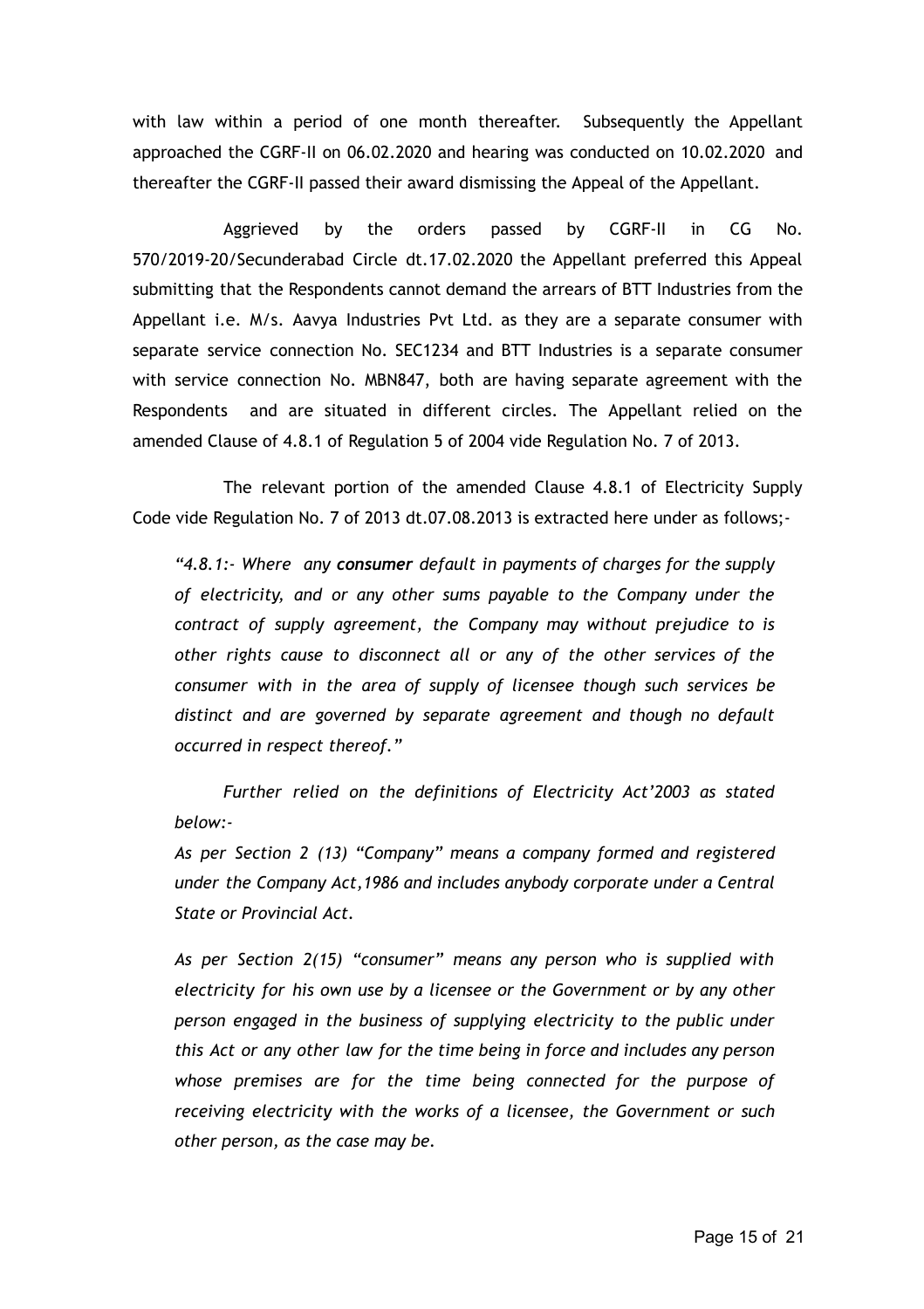with law within a period of one month thereafter. Subsequently the Appellant approached the CGRF-II on 06.02.2020 and hearing was conducted on 10.02.2020 and thereafter the CGRF-II passed their award dismissing the Appeal of the Appellant.

Aggrieved by the orders passed by CGRF-II in CG No. 570/2019-20/Secunderabad Circle dt.17.02.2020 the Appellant preferred this Appeal submitting that the Respondents cannot demand the arrears of BTT Industries from the Appellant i.e. M/s. Aavya Industries Pvt Ltd. as they are a separate consumer with separate service connection No. SEC1234 and BTT Industries is a separate consumer with service connection No. MBN847, both are having separate agreement with the Respondents and are situated in different circles. The Appellant relied on the amended Clause of 4.8.1 of Regulation 5 of 2004 vide Regulation No. 7 of 2013.

The relevant portion of the amended Clause 4.8.1 of Electricity Supply Code vide Regulation No. 7 of 2013 dt.07.08.2013 is extracted here under as follows;-

> *"4.8.1:- Where any* ***consumer*** *default in payments of charges for the supply of electricity, and or any other sums payable to the Company under the contract of supply agreement, the Company may without prejudice to is other rights cause to disconnect all or any of the other services of the consumer with in the area of supply of licensee though such services be distinct and are governed by separate agreement and though no default occurred in respect thereof."*
>
> *Further relied on the definitions of Electricity Act'2003 as stated below:-*
>
> *As per Section 2 (13) "Company" means a company formed and registered under the Company Act,1986 and includes anybody corporate under a Central State or Provincial Act.*
>
> *As per Section 2(15) "consumer" means any person who is supplied with electricity for his own use by a licensee or the Government or by any other person engaged in the business of supplying electricity to the public under this Act or any other law for the time being in force and includes any person whose premises are for the time being connected for the purpose of receiving electricity with the works of a licensee, the Government or such other person, as the case may be.*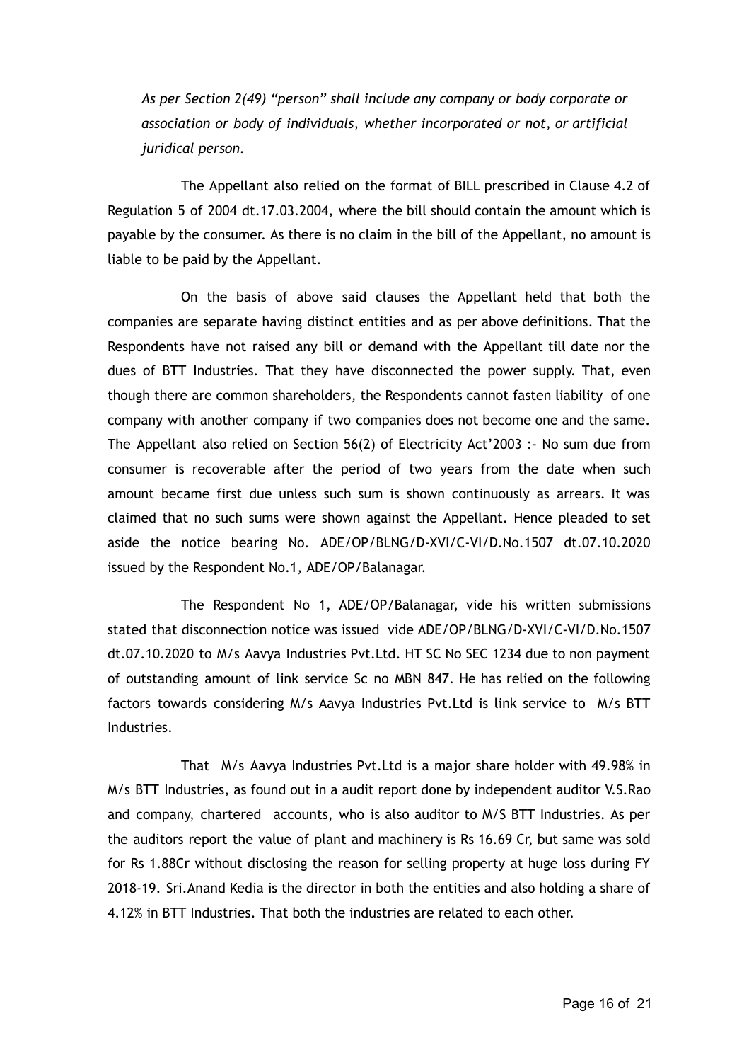*As per Section 2(49) “person” shall include any company or body corporate or association or body of individuals, whether incorporated or not, or artificial juridical person.*

The Appellant also relied on the format of BILL prescribed in Clause 4.2 of Regulation 5 of 2004 dt.17.03.2004, where the bill should contain the amount which is payable by the consumer. As there is no claim in the bill of the Appellant, no amount is liable to be paid by the Appellant.

On the basis of above said clauses the Appellant held that both the companies are separate having distinct entities and as per above definitions. That the Respondents have not raised any bill or demand with the Appellant till date nor the dues of BTT Industries. That they have disconnected the power supply. That, even though there are common shareholders, the Respondents cannot fasten liability of one company with another company if two companies does not become one and the same. The Appellant also relied on Section 56(2) of Electricity Act’2003 :- No sum due from consumer is recoverable after the period of two years from the date when such amount became first due unless such sum is shown continuously as arrears. It was claimed that no such sums were shown against the Appellant. Hence pleaded to set aside the notice bearing No. ADE/OP/BLNG/D-XVI/C-VI/D.No.1507 dt.07.10.2020 issued by the Respondent No.1, ADE/OP/Balanagar.

The Respondent No 1, ADE/OP/Balanagar, vide his written submissions stated that disconnection notice was issued vide ADE/OP/BLNG/D-XVI/C-VI/D.No.1507 dt.07.10.2020 to M/s Aavya Industries Pvt.Ltd. HT SC No SEC 1234 due to non payment of outstanding amount of link service Sc no MBN 847. He has relied on the following factors towards considering M/s Aavya Industries Pvt.Ltd is link service to M/s BTT Industries.

That M/s Aavya Industries Pvt.Ltd is a major share holder with 49.98% in M/s BTT Industries, as found out in a audit report done by independent auditor V.S.Rao and company, chartered accounts, who is also auditor to M/S BTT Industries. As per the auditors report the value of plant and machinery is Rs 16.69 Cr, but same was sold for Rs 1.88Cr without disclosing the reason for selling property at huge loss during FY 2018-19. Sri.Anand Kedia is the director in both the entities and also holding a share of 4.12% in BTT Industries. That both the industries are related to each other.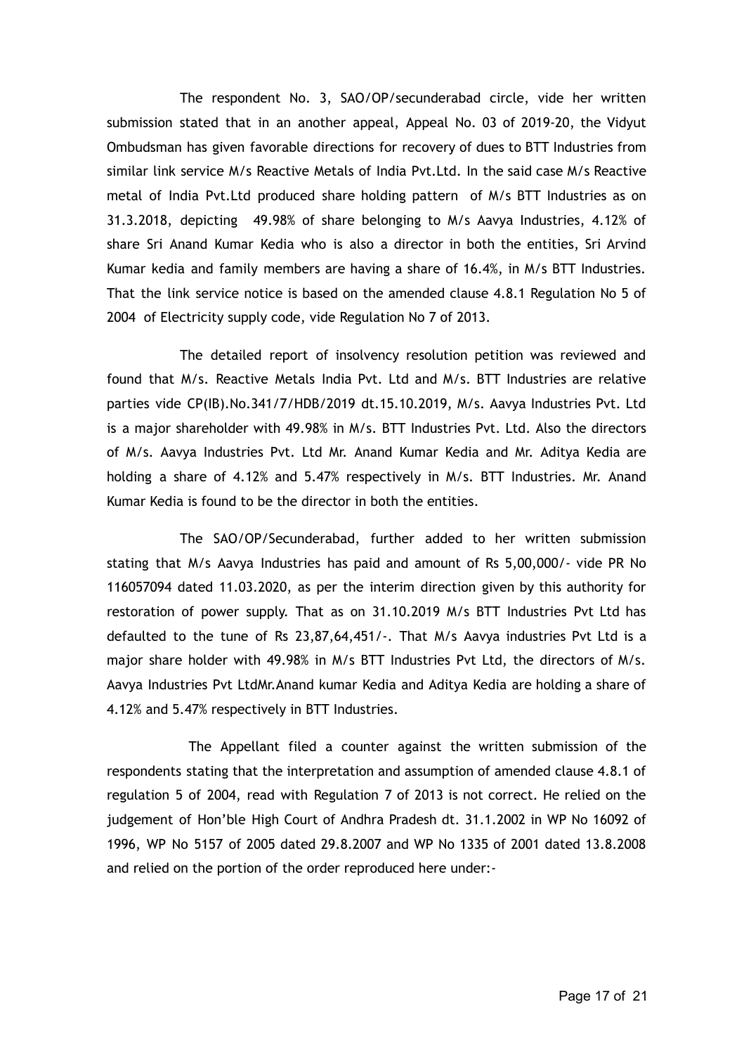The respondent No. 3, SAO/OP/secunderabad circle, vide her written submission stated that in an another appeal, Appeal No. 03 of 2019-20, the Vidyut Ombudsman has given favorable directions for recovery of dues to BTT Industries from similar link service M/s Reactive Metals of India Pvt.Ltd. In the said case M/s Reactive metal of India Pvt.Ltd produced share holding pattern of M/s BTT Industries as on 31.3.2018, depicting 49.98% of share belonging to M/s Aavya Industries, 4.12% of share Sri Anand Kumar Kedia who is also a director in both the entities, Sri Arvind Kumar kedia and family members are having a share of 16.4%, in M/s BTT Industries. That the link service notice is based on the amended clause 4.8.1 Regulation No 5 of 2004 of Electricity supply code, vide Regulation No 7 of 2013.

The detailed report of insolvency resolution petition was reviewed and found that M/s. Reactive Metals India Pvt. Ltd and M/s. BTT Industries are relative parties vide CP(IB).No.341/7/HDB/2019 dt.15.10.2019, M/s. Aavya Industries Pvt. Ltd is a major shareholder with 49.98% in M/s. BTT Industries Pvt. Ltd. Also the directors of M/s. Aavya Industries Pvt. Ltd Mr. Anand Kumar Kedia and Mr. Aditya Kedia are holding a share of 4.12% and 5.47% respectively in M/s. BTT Industries. Mr. Anand Kumar Kedia is found to be the director in both the entities.

The SAO/OP/Secunderabad, further added to her written submission stating that M/s Aavya Industries has paid and amount of Rs 5,00,000/- vide PR No 116057094 dated 11.03.2020, as per the interim direction given by this authority for restoration of power supply. That as on 31.10.2019 M/s BTT Industries Pvt Ltd has defaulted to the tune of Rs 23,87,64,451/-. That M/s Aavya industries Pvt Ltd is a major share holder with 49.98% in M/s BTT Industries Pvt Ltd, the directors of M/s. Aavya Industries Pvt LtdMr.Anand kumar Kedia and Aditya Kedia are holding a share of 4.12% and 5.47% respectively in BTT Industries.

The Appellant filed a counter against the written submission of the respondents stating that the interpretation and assumption of amended clause 4.8.1 of regulation 5 of 2004, read with Regulation 7 of 2013 is not correct. He relied on the judgement of Hon'ble High Court of Andhra Pradesh dt. 31.1.2002 in WP No 16092 of 1996, WP No 5157 of 2005 dated 29.8.2007 and WP No 1335 of 2001 dated 13.8.2008 and relied on the portion of the order reproduced here under:-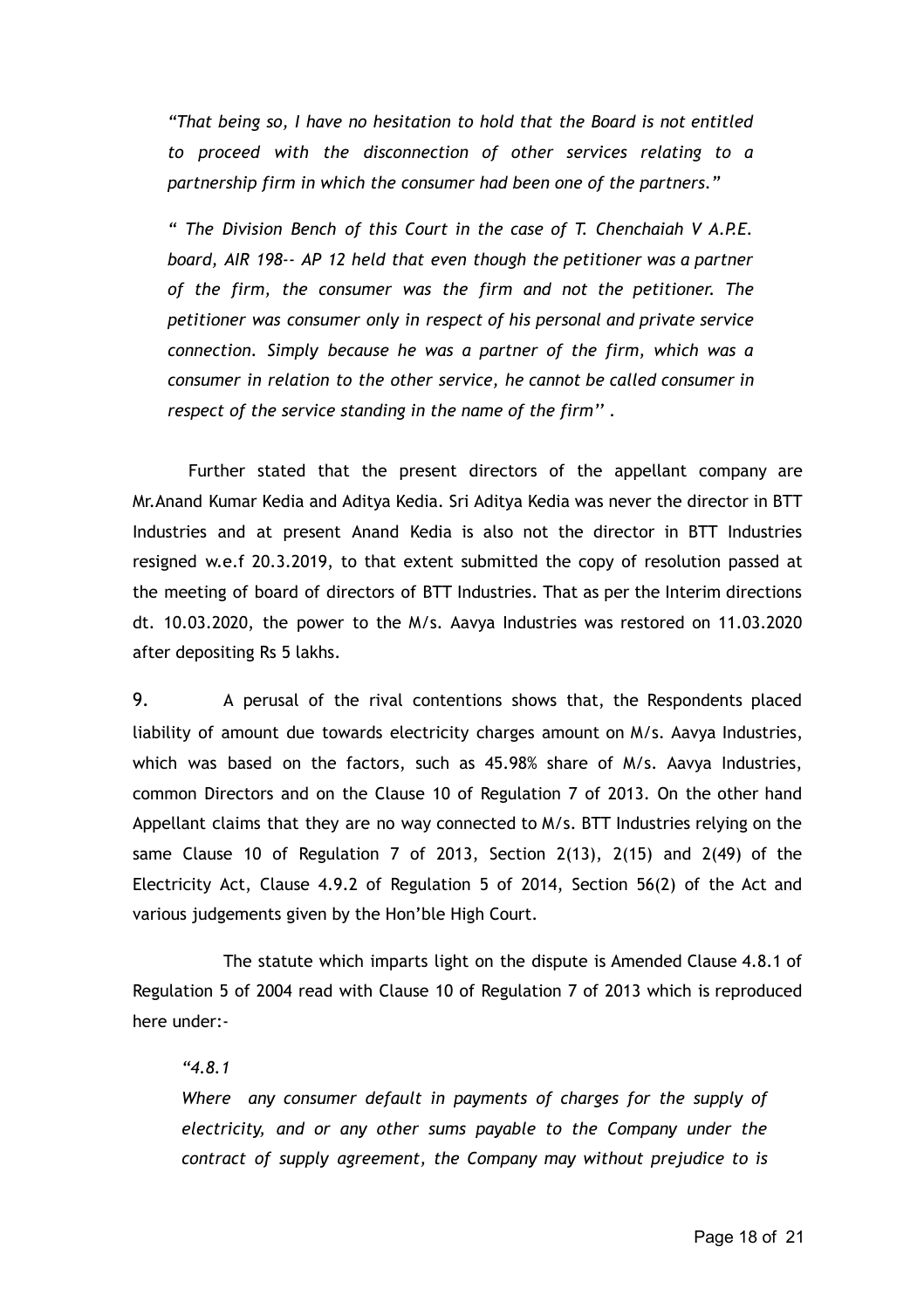*"That being so, I have no hesitation to hold that the Board is not entitled to proceed with the disconnection of other services relating to a partnership firm in which the consumer had been one of the partners."*

*" The Division Bench of this Court in the case of T. Chenchaiah V A.P.E. board, AIR 198-- AP 12 held that even though the petitioner was a partner of the firm, the consumer was the firm and not the petitioner. The petitioner was consumer only in respect of his personal and private service connection. Simply because he was a partner of the firm, which was a consumer in relation to the other service, he cannot be called consumer in respect of the service standing in the name of the firm''* .

Further stated that the present directors of the appellant company are Mr.Anand Kumar Kedia and Aditya Kedia. Sri Aditya Kedia was never the director in BTT Industries and at present Anand Kedia is also not the director in BTT Industries resigned w.e.f 20.3.2019, to that extent submitted the copy of resolution passed at the meeting of board of directors of BTT Industries. That as per the Interim directions dt. 10.03.2020, the power to the M/s. Aavya Industries was restored on 11.03.2020 after depositing Rs 5 lakhs.

9. A perusal of the rival contentions shows that, the Respondents placed liability of amount due towards electricity charges amount on M/s. Aavya Industries, which was based on the factors, such as 45.98% share of M/s. Aavya Industries, common Directors and on the Clause 10 of Regulation 7 of 2013. On the other hand Appellant claims that they are no way connected to M/s. BTT Industries relying on the same Clause 10 of Regulation 7 of 2013, Section 2(13), 2(15) and 2(49) of the Electricity Act, Clause 4.9.2 of Regulation 5 of 2014, Section 56(2) of the Act and various judgements given by the Hon'ble High Court.

The statute which imparts light on the dispute is Amended Clause 4.8.1 of Regulation 5 of 2004 read with Clause 10 of Regulation 7 of 2013 which is reproduced here under:-

*"4.8.1*

*Where any consumer default in payments of charges for the supply of electricity, and or any other sums payable to the Company under the contract of supply agreement, the Company may without prejudice to is*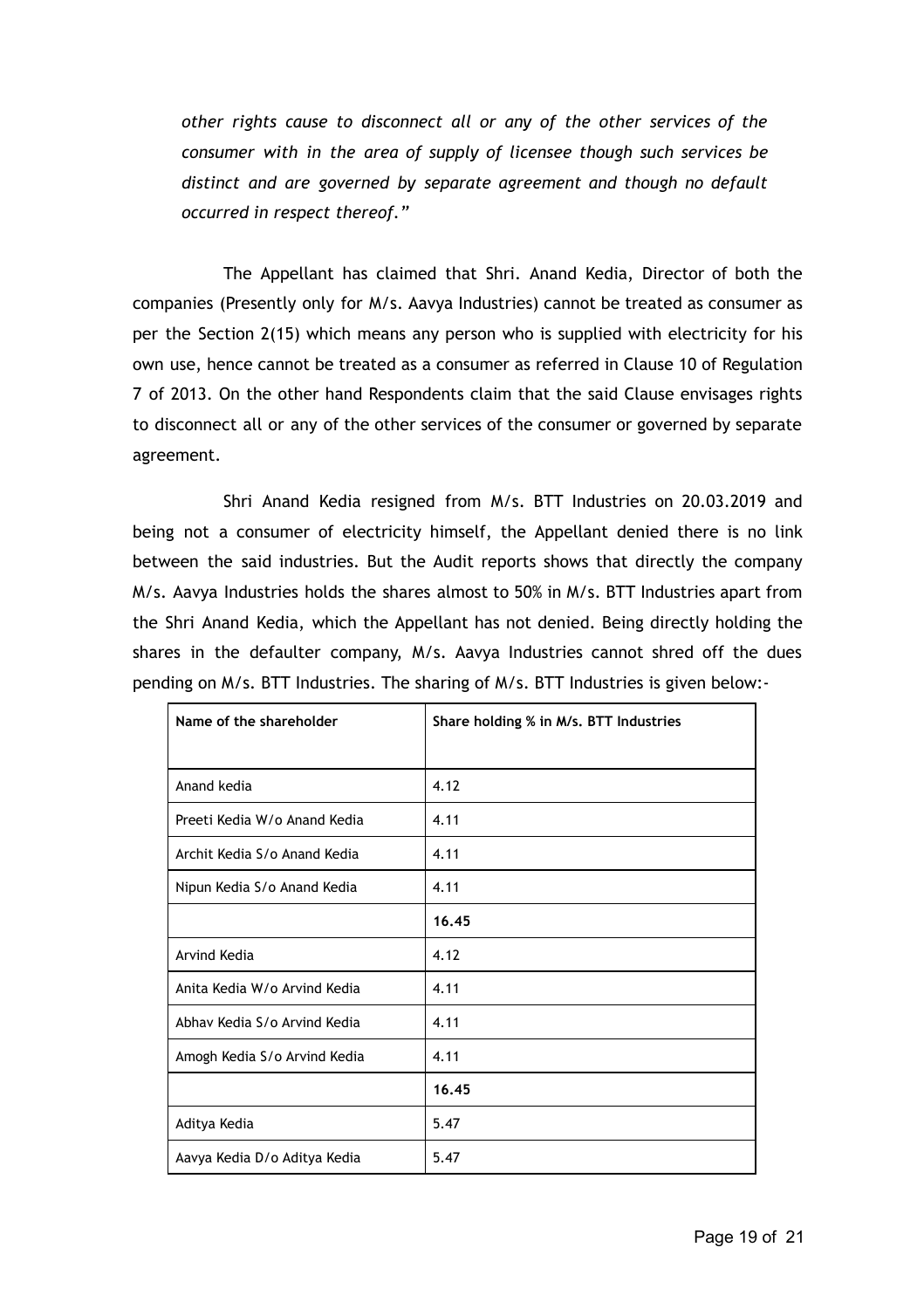*other rights cause to disconnect all or any of the other services of the consumer with in the area of supply of licensee though such services be distinct and are governed by separate agreement and though no default occurred in respect thereof."*

The Appellant has claimed that Shri. Anand Kedia, Director of both the companies (Presently only for M/s. Aavya Industries) cannot be treated as consumer as per the Section 2(15) which means any person who is supplied with electricity for his own use, hence cannot be treated as a consumer as referred in Clause 10 of Regulation 7 of 2013. On the other hand Respondents claim that the said Clause envisages rights to disconnect all or any of the other services of the consumer or governed by separate agreement.

Shri Anand Kedia resigned from M/s. BTT Industries on 20.03.2019 and being not a consumer of electricity himself, the Appellant denied there is no link between the said industries. But the Audit reports shows that directly the company M/s. Aavya Industries holds the shares almost to 50% in M/s. BTT Industries apart from the Shri Anand Kedia, which the Appellant has not denied. Being directly holding the shares in the defaulter company, M/s. Aavya Industries cannot shred off the dues pending on M/s. BTT Industries. The sharing of M/s. BTT Industries is given below:-

| Name of the shareholder | Share holding % in M/s. BTT Industries |
|---|---|
| Anand kedia | 4.12 |
| Preeti Kedia W/o Anand Kedia | 4.11 |
| Archit Kedia S/o Anand Kedia | 4.11 |
| Nipun Kedia S/o Anand Kedia | 4.11 |
| | **16.45** |
| Arvind Kedia | 4.12 |
| Anita Kedia W/o Arvind Kedia | 4.11 |
| Abhav Kedia S/o Arvind Kedia | 4.11 |
| Amogh Kedia S/o Arvind Kedia | 4.11 |
| | **16.45** |
| Aditya Kedia | 5.47 |
| Aavya Kedia D/o Aditya Kedia | 5.47 |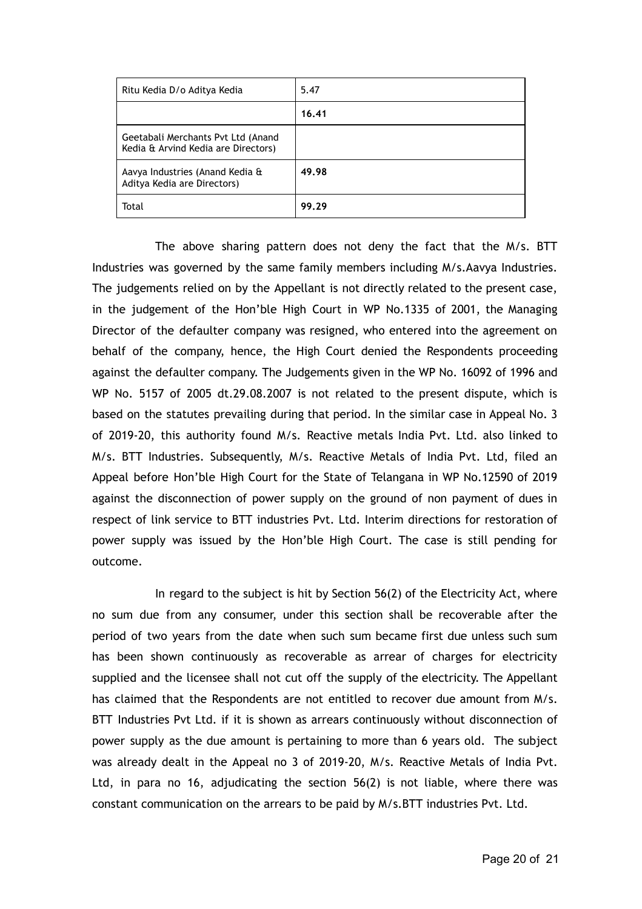| Ritu Kedia D/o Aditya Kedia | 5.47 |
|---|---|
| | **16.41** |
| Geetabali Merchants Pvt Ltd (Anand Kedia & Arvind Kedia are Directors) | |
| Aavya Industries (Anand Kedia & Aditya Kedia are Directors) | **49.98** |
| Total | **99.29** |

The above sharing pattern does not deny the fact that the M/s. BTT Industries was governed by the same family members including M/s.Aavya Industries. The judgements relied on by the Appellant is not directly related to the present case, in the judgement of the Hon'ble High Court in WP No.1335 of 2001, the Managing Director of the defaulter company was resigned, who entered into the agreement on behalf of the company, hence, the High Court denied the Respondents proceeding against the defaulter company. The Judgements given in the WP No. 16092 of 1996 and WP No. 5157 of 2005 dt.29.08.2007 is not related to the present dispute, which is based on the statutes prevailing during that period. In the similar case in Appeal No. 3 of 2019-20, this authority found M/s. Reactive metals India Pvt. Ltd. also linked to M/s. BTT Industries. Subsequently, M/s. Reactive Metals of India Pvt. Ltd, filed an Appeal before Hon'ble High Court for the State of Telangana in WP No.12590 of 2019 against the disconnection of power supply on the ground of non payment of dues in respect of link service to BTT industries Pvt. Ltd. Interim directions for restoration of power supply was issued by the Hon'ble High Court. The case is still pending for outcome.

In regard to the subject is hit by Section 56(2) of the Electricity Act, where no sum due from any consumer, under this section shall be recoverable after the period of two years from the date when such sum became first due unless such sum has been shown continuously as recoverable as arrear of charges for electricity supplied and the licensee shall not cut off the supply of the electricity. The Appellant has claimed that the Respondents are not entitled to recover due amount from M/s. BTT Industries Pvt Ltd. if it is shown as arrears continuously without disconnection of power supply as the due amount is pertaining to more than 6 years old. The subject was already dealt in the Appeal no 3 of 2019-20, M/s. Reactive Metals of India Pvt. Ltd, in para no 16, adjudicating the section 56(2) is not liable, where there was constant communication on the arrears to be paid by M/s.BTT industries Pvt. Ltd.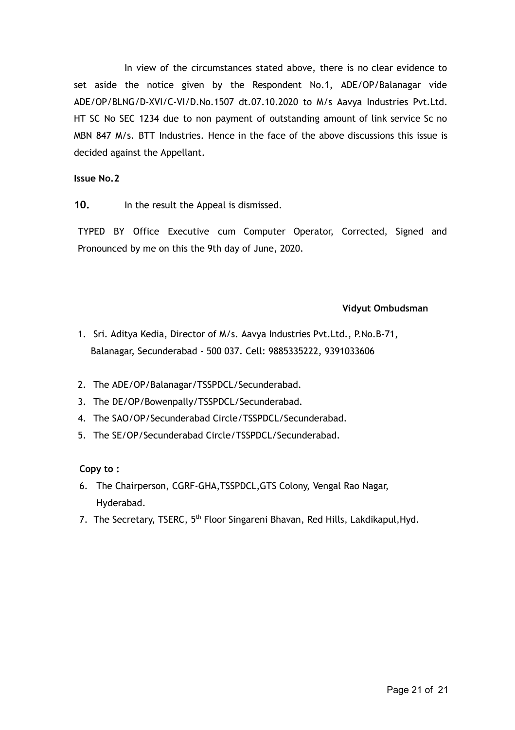In view of the circumstances stated above, there is no clear evidence to set aside the notice given by the Respondent No.1, ADE/OP/Balanagar vide ADE/OP/BLNG/D-XVI/C-VI/D.No.1507 dt.07.10.2020 to M/s Aavya Industries Pvt.Ltd. HT SC No SEC 1234 due to non payment of outstanding amount of link service Sc no MBN 847 M/s. BTT Industries. Hence in the face of the above discussions this issue is decided against the Appellant.

**Issue No.2**

**10.** In the result the Appeal is dismissed.

TYPED BY Office Executive cum Computer Operator, Corrected, Signed and Pronounced by me on this the 9th day of June, 2020.

**Vidyut Ombudsman**

1. Sri. Aditya Kedia, Director of M/s. Aavya Industries Pvt.Ltd., P.No.B-71, Balanagar, Secunderabad - 500 037. Cell: 9885335222, 9391033606
2. The ADE/OP/Balanagar/TSSPDCL/Secunderabad.
3. The DE/OP/Bowenpally/TSSPDCL/Secunderabad.
4. The SAO/OP/Secunderabad Circle/TSSPDCL/Secunderabad.
5. The SE/OP/Secunderabad Circle/TSSPDCL/Secunderabad.

**Copy to :**

6. The Chairperson, CGRF-GHA,TSSPDCL,GTS Colony, Vengal Rao Nagar, Hyderabad.
7. The Secretary, TSERC, 5th Floor Singareni Bhavan, Red Hills, Lakdikapul,Hyd.